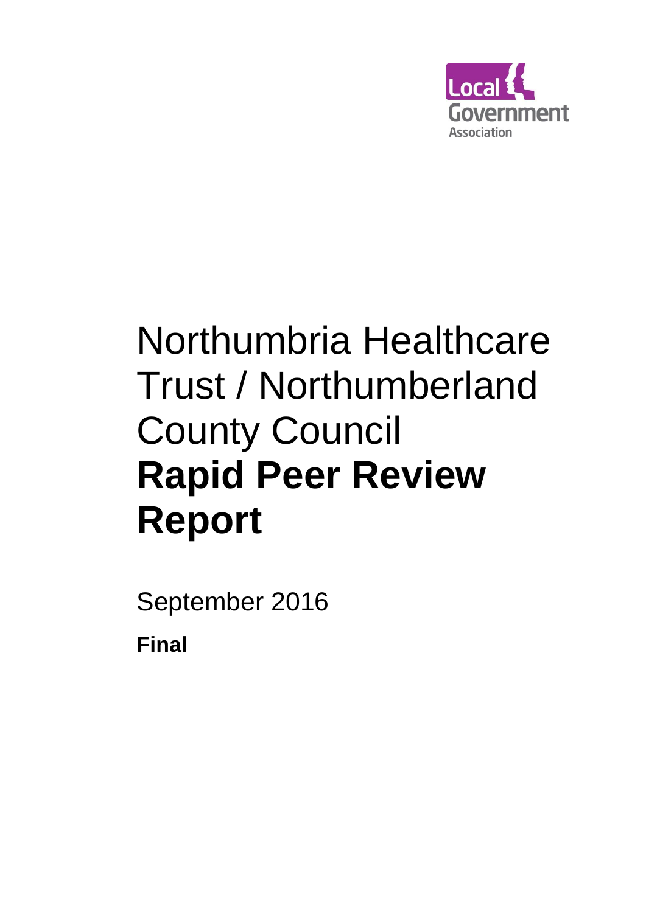# Northumbria Healthcare Trust / Northumberland County Council **Rapid Peer Review Report**

September 2016

**Final**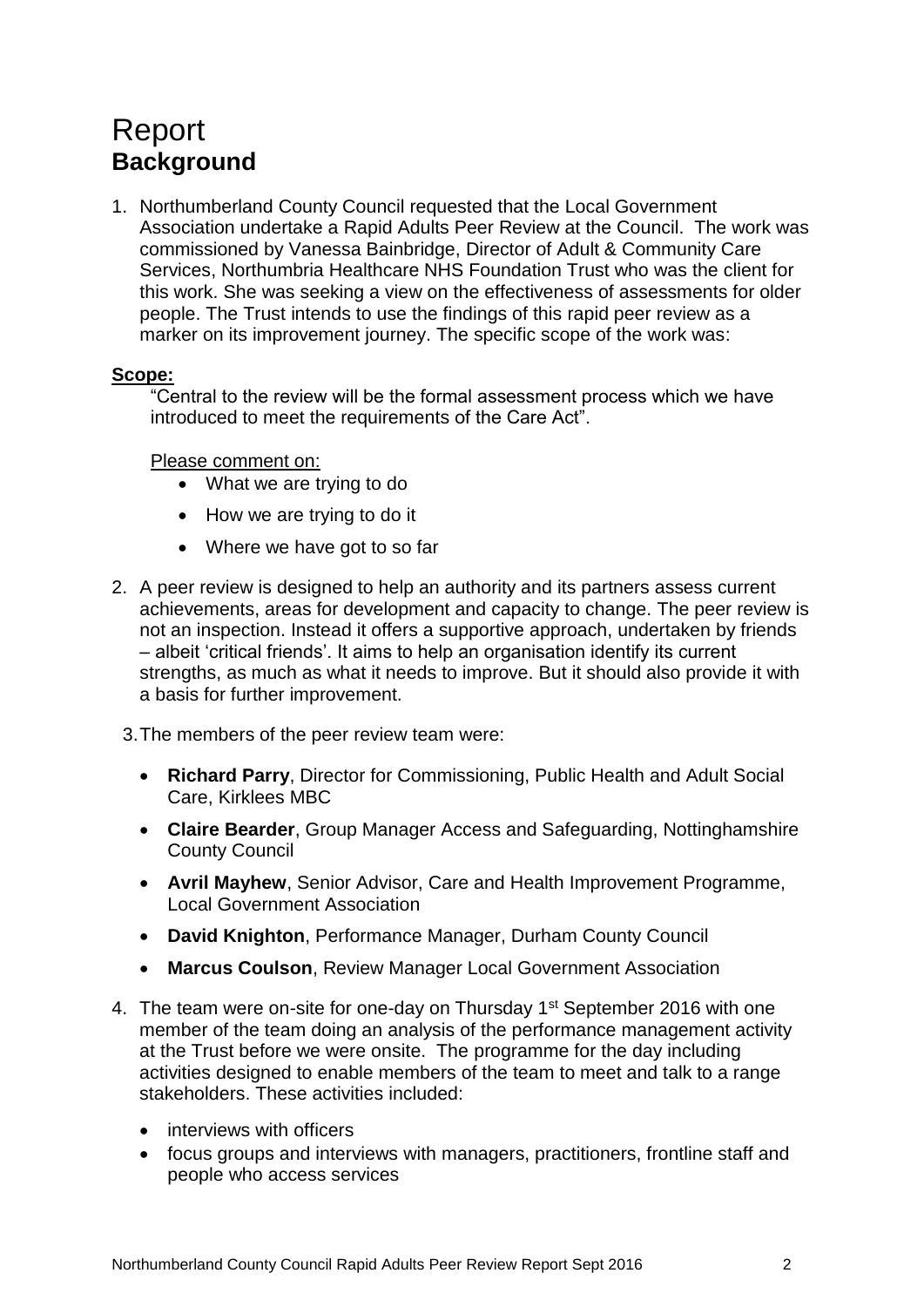# Report

## Background

1. Northumberland County Council requested that the Local Government Association undertake a Rapid Adults Peer Review at the Council. The work was commissioned by Vanessa Bainbridge, Director of Adult & Community Care Services, Northumbria Healthcare NHS Foundation Trust who was the client for this work. She was seeking a view on the effectiveness of assessments for older people. The Trust intends to use the findings of this rapid peer review as a marker on its improvement journey. The specific scope of the work was:

**Scope:**

"Central to the review will be the formal assessment process which we have introduced to meet the requirements of the Care Act".

Please comment on:

- What we are trying to do
- How we are trying to do it
- Where we have got to so far

2. A peer review is designed to help an authority and its partners assess current achievements, areas for development and capacity to change. The peer review is not an inspection. Instead it offers a supportive approach, undertaken by friends – albeit 'critical friends'. It aims to help an organisation identify its current strengths, as much as what it needs to improve. But it should also provide it with a basis for further improvement.

3. The members of the peer review team were:

- **Richard Parry**, Director for Commissioning, Public Health and Adult Social Care, Kirklees MBC
- **Claire Bearder**, Group Manager Access and Safeguarding, Nottinghamshire County Council
- **Avril Mayhew**, Senior Advisor, Care and Health Improvement Programme, Local Government Association
- **David Knighton**, Performance Manager, Durham County Council
- **Marcus Coulson**, Review Manager Local Government Association

4. The team were on-site for one-day on Thursday 1st September 2016 with one member of the team doing an analysis of the performance management activity at the Trust before we were onsite. The programme for the day including activities designed to enable members of the team to meet and talk to a range stakeholders. These activities included:

- interviews with officers
- focus groups and interviews with managers, practitioners, frontline staff and people who access services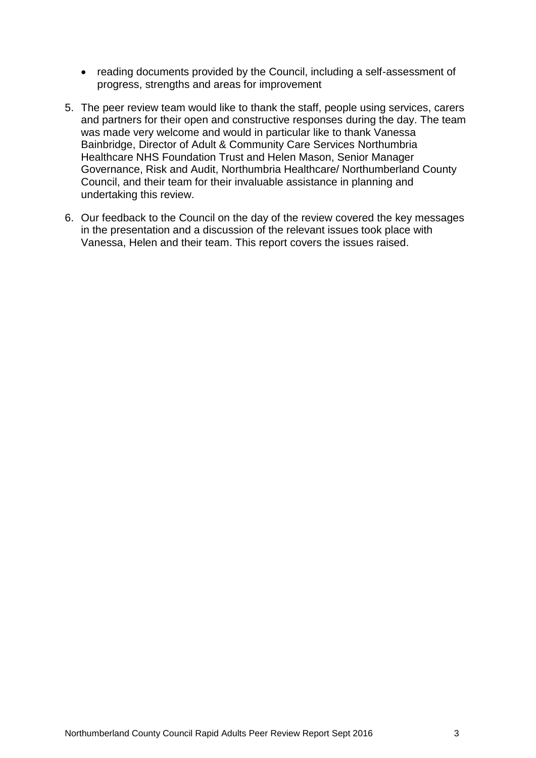- reading documents provided by the Council, including a self-assessment of progress, strengths and areas for improvement

5. The peer review team would like to thank the staff, people using services, carers and partners for their open and constructive responses during the day. The team was made very welcome and would in particular like to thank Vanessa Bainbridge, Director of Adult & Community Care Services Northumbria Healthcare NHS Foundation Trust and Helen Mason, Senior Manager Governance, Risk and Audit, Northumbria Healthcare/ Northumberland County Council, and their team for their invaluable assistance in planning and undertaking this review.

6. Our feedback to the Council on the day of the review covered the key messages in the presentation and a discussion of the relevant issues took place with Vanessa, Helen and their team. This report covers the issues raised.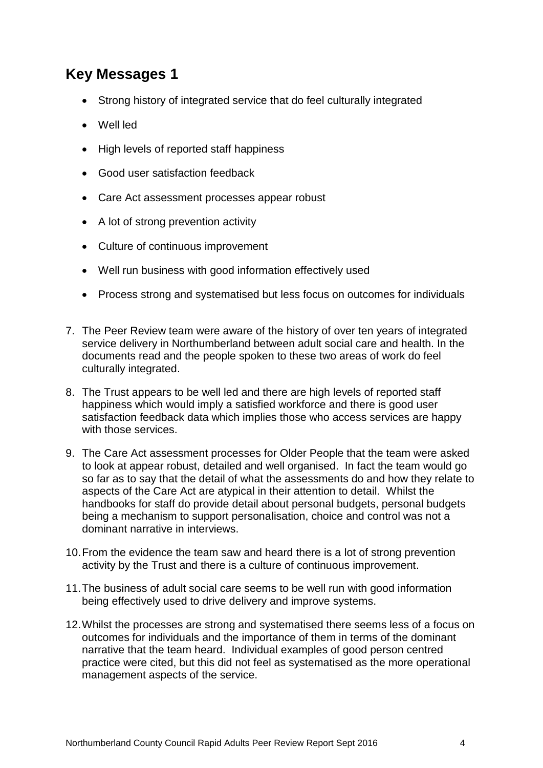## Key Messages 1

- Strong history of integrated service that do feel culturally integrated
- Well led
- High levels of reported staff happiness
- Good user satisfaction feedback
- Care Act assessment processes appear robust
- A lot of strong prevention activity
- Culture of continuous improvement
- Well run business with good information effectively used
- Process strong and systematised but less focus on outcomes for individuals

7. The Peer Review team were aware of the history of over ten years of integrated service delivery in Northumberland between adult social care and health. In the documents read and the people spoken to these two areas of work do feel culturally integrated.

8. The Trust appears to be well led and there are high levels of reported staff happiness which would imply a satisfied workforce and there is good user satisfaction feedback data which implies those who access services are happy with those services.

9. The Care Act assessment processes for Older People that the team were asked to look at appear robust, detailed and well organised. In fact the team would go so far as to say that the detail of what the assessments do and how they relate to aspects of the Care Act are atypical in their attention to detail. Whilst the handbooks for staff do provide detail about personal budgets, personal budgets being a mechanism to support personalisation, choice and control was not a dominant narrative in interviews.

10. From the evidence the team saw and heard there is a lot of strong prevention activity by the Trust and there is a culture of continuous improvement.

11. The business of adult social care seems to be well run with good information being effectively used to drive delivery and improve systems.

12. Whilst the processes are strong and systematised there seems less of a focus on outcomes for individuals and the importance of them in terms of the dominant narrative that the team heard. Individual examples of good person centred practice were cited, but this did not feel as systematised as the more operational management aspects of the service.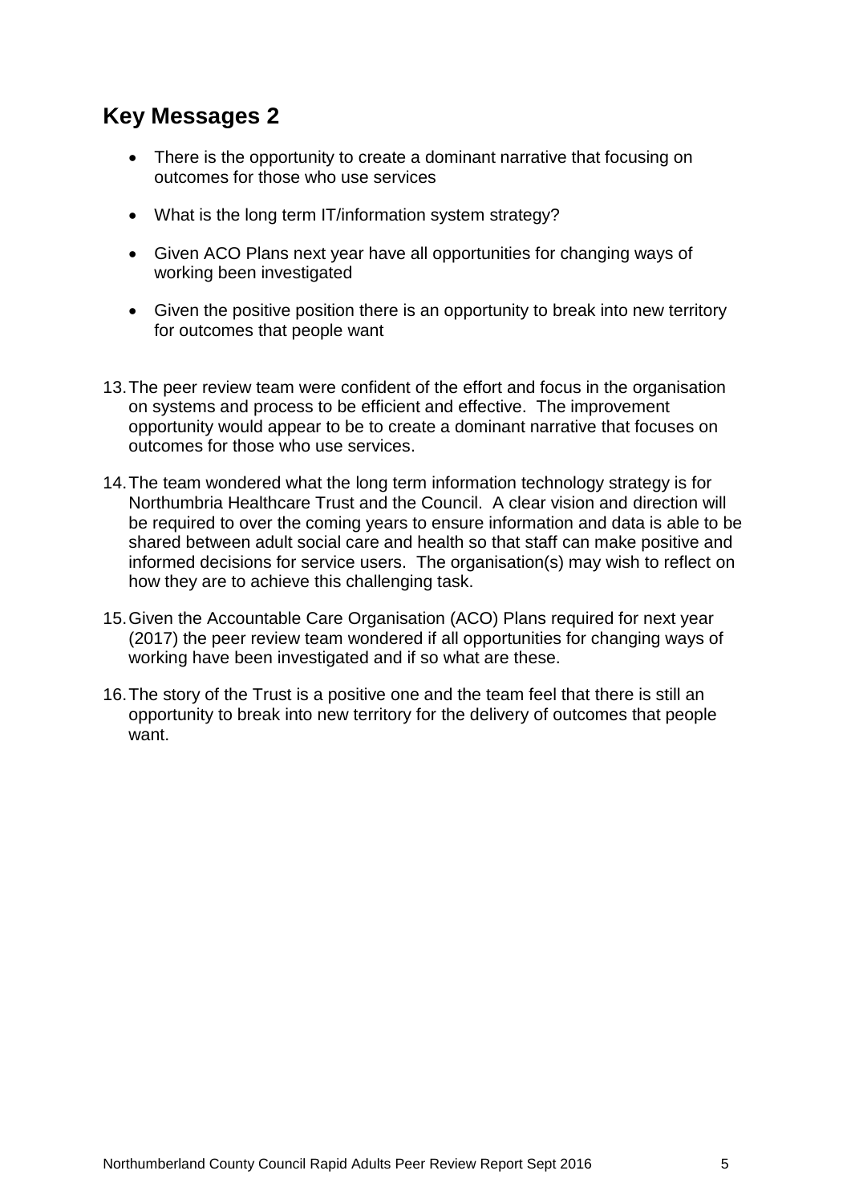## Key Messages 2

- There is the opportunity to create a dominant narrative that focusing on outcomes for those who use services
- What is the long term IT/information system strategy?
- Given ACO Plans next year have all opportunities for changing ways of working been investigated
- Given the positive position there is an opportunity to break into new territory for outcomes that people want

13. The peer review team were confident of the effort and focus in the organisation on systems and process to be efficient and effective. The improvement opportunity would appear to be to create a dominant narrative that focuses on outcomes for those who use services.

14. The team wondered what the long term information technology strategy is for Northumbria Healthcare Trust and the Council. A clear vision and direction will be required to over the coming years to ensure information and data is able to be shared between adult social care and health so that staff can make positive and informed decisions for service users. The organisation(s) may wish to reflect on how they are to achieve this challenging task.

15. Given the Accountable Care Organisation (ACO) Plans required for next year (2017) the peer review team wondered if all opportunities for changing ways of working have been investigated and if so what are these.

16. The story of the Trust is a positive one and the team feel that there is still an opportunity to break into new territory for the delivery of outcomes that people want.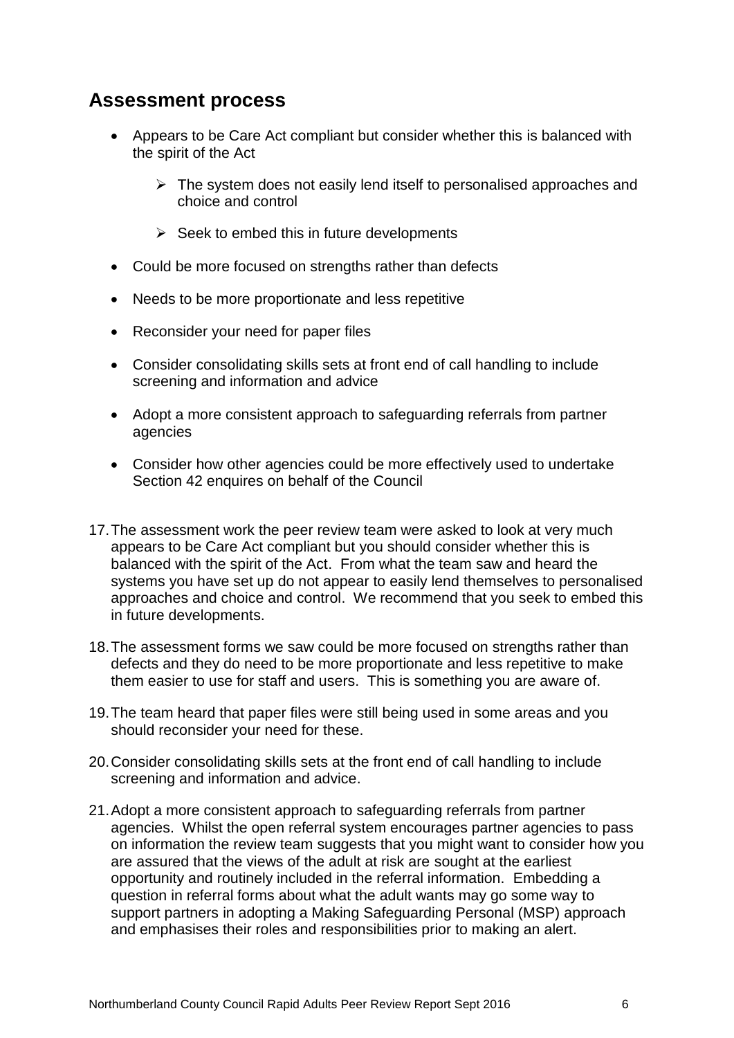## Assessment process

- Appears to be Care Act compliant but consider whether this is balanced with the spirit of the Act
  - The system does not easily lend itself to personalised approaches and choice and control
  - Seek to embed this in future developments
- Could be more focused on strengths rather than defects
- Needs to be more proportionate and less repetitive
- Reconsider your need for paper files
- Consider consolidating skills sets at front end of call handling to include screening and information and advice
- Adopt a more consistent approach to safeguarding referrals from partner agencies
- Consider how other agencies could be more effectively used to undertake Section 42 enquires on behalf of the Council

17. The assessment work the peer review team were asked to look at very much appears to be Care Act compliant but you should consider whether this is balanced with the spirit of the Act. From what the team saw and heard the systems you have set up do not appear to easily lend themselves to personalised approaches and choice and control. We recommend that you seek to embed this in future developments.

18. The assessment forms we saw could be more focused on strengths rather than defects and they do need to be more proportionate and less repetitive to make them easier to use for staff and users. This is something you are aware of.

19. The team heard that paper files were still being used in some areas and you should reconsider your need for these.

20. Consider consolidating skills sets at the front end of call handling to include screening and information and advice.

21. Adopt a more consistent approach to safeguarding referrals from partner agencies. Whilst the open referral system encourages partner agencies to pass on information the review team suggests that you might want to consider how you are assured that the views of the adult at risk are sought at the earliest opportunity and routinely included in the referral information. Embedding a question in referral forms about what the adult wants may go some way to support partners in adopting a Making Safeguarding Personal (MSP) approach and emphasises their roles and responsibilities prior to making an alert.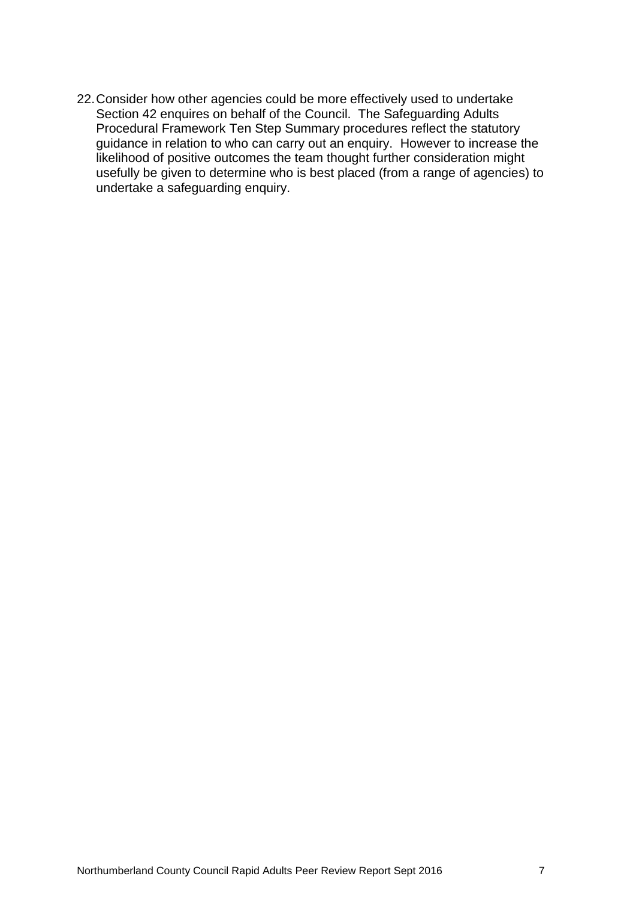22. Consider how other agencies could be more effectively used to undertake Section 42 enquires on behalf of the Council. The Safeguarding Adults Procedural Framework Ten Step Summary procedures reflect the statutory guidance in relation to who can carry out an enquiry. However to increase the likelihood of positive outcomes the team thought further consideration might usefully be given to determine who is best placed (from a range of agencies) to undertake a safeguarding enquiry.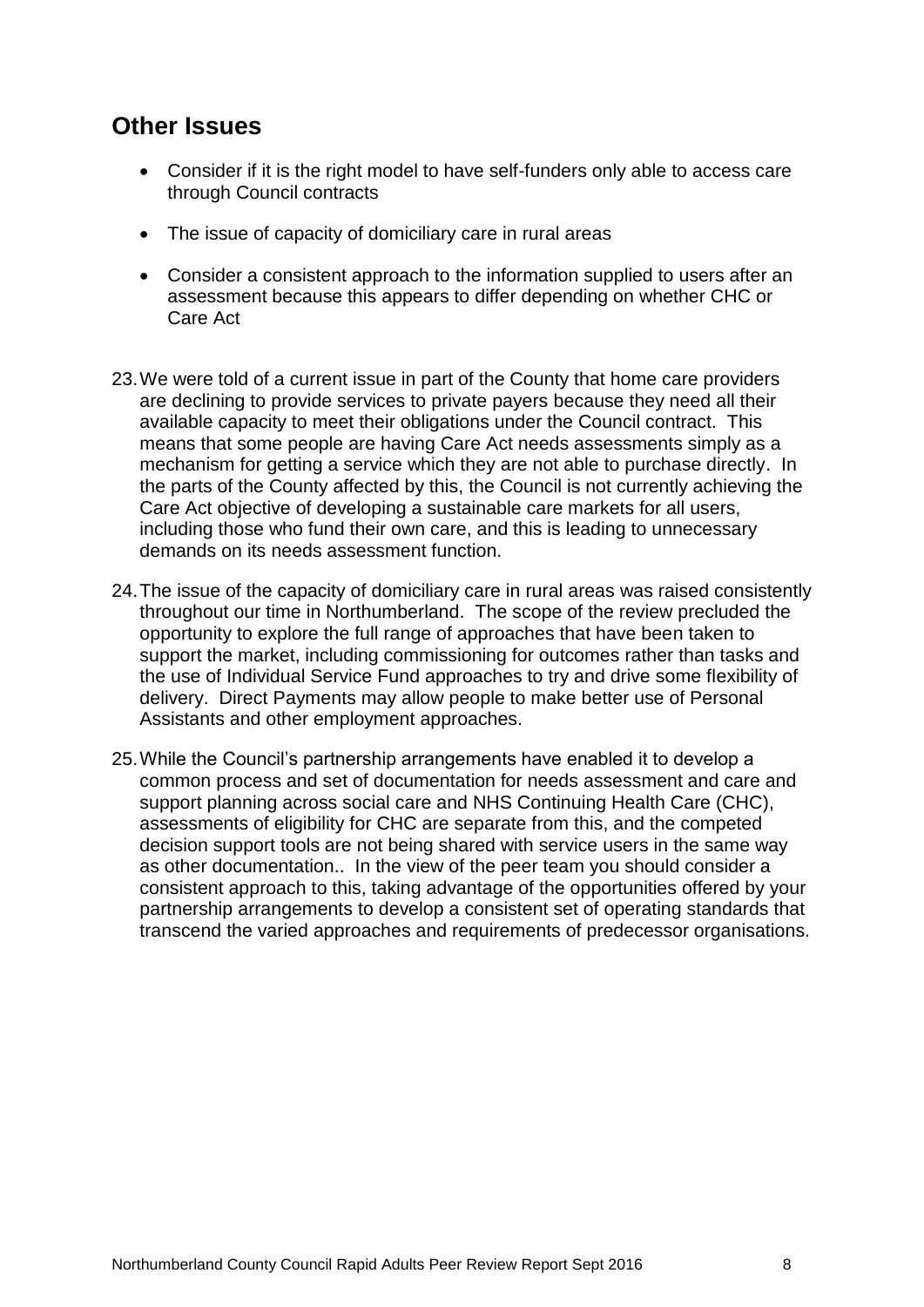## Other Issues

- Consider if it is the right model to have self-funders only able to access care through Council contracts
- The issue of capacity of domiciliary care in rural areas
- Consider a consistent approach to the information supplied to users after an assessment because this appears to differ depending on whether CHC or Care Act

23. We were told of a current issue in part of the County that home care providers are declining to provide services to private payers because they need all their available capacity to meet their obligations under the Council contract. This means that some people are having Care Act needs assessments simply as a mechanism for getting a service which they are not able to purchase directly. In the parts of the County affected by this, the Council is not currently achieving the Care Act objective of developing a sustainable care markets for all users, including those who fund their own care, and this is leading to unnecessary demands on its needs assessment function.

24. The issue of the capacity of domiciliary care in rural areas was raised consistently throughout our time in Northumberland. The scope of the review precluded the opportunity to explore the full range of approaches that have been taken to support the market, including commissioning for outcomes rather than tasks and the use of Individual Service Fund approaches to try and drive some flexibility of delivery. Direct Payments may allow people to make better use of Personal Assistants and other employment approaches.

25. While the Council's partnership arrangements have enabled it to develop a common process and set of documentation for needs assessment and care and support planning across social care and NHS Continuing Health Care (CHC), assessments of eligibility for CHC are separate from this, and the competed decision support tools are not being shared with service users in the same way as other documentation.. In the view of the peer team you should consider a consistent approach to this, taking advantage of the opportunities offered by your partnership arrangements to develop a consistent set of operating standards that transcend the varied approaches and requirements of predecessor organisations.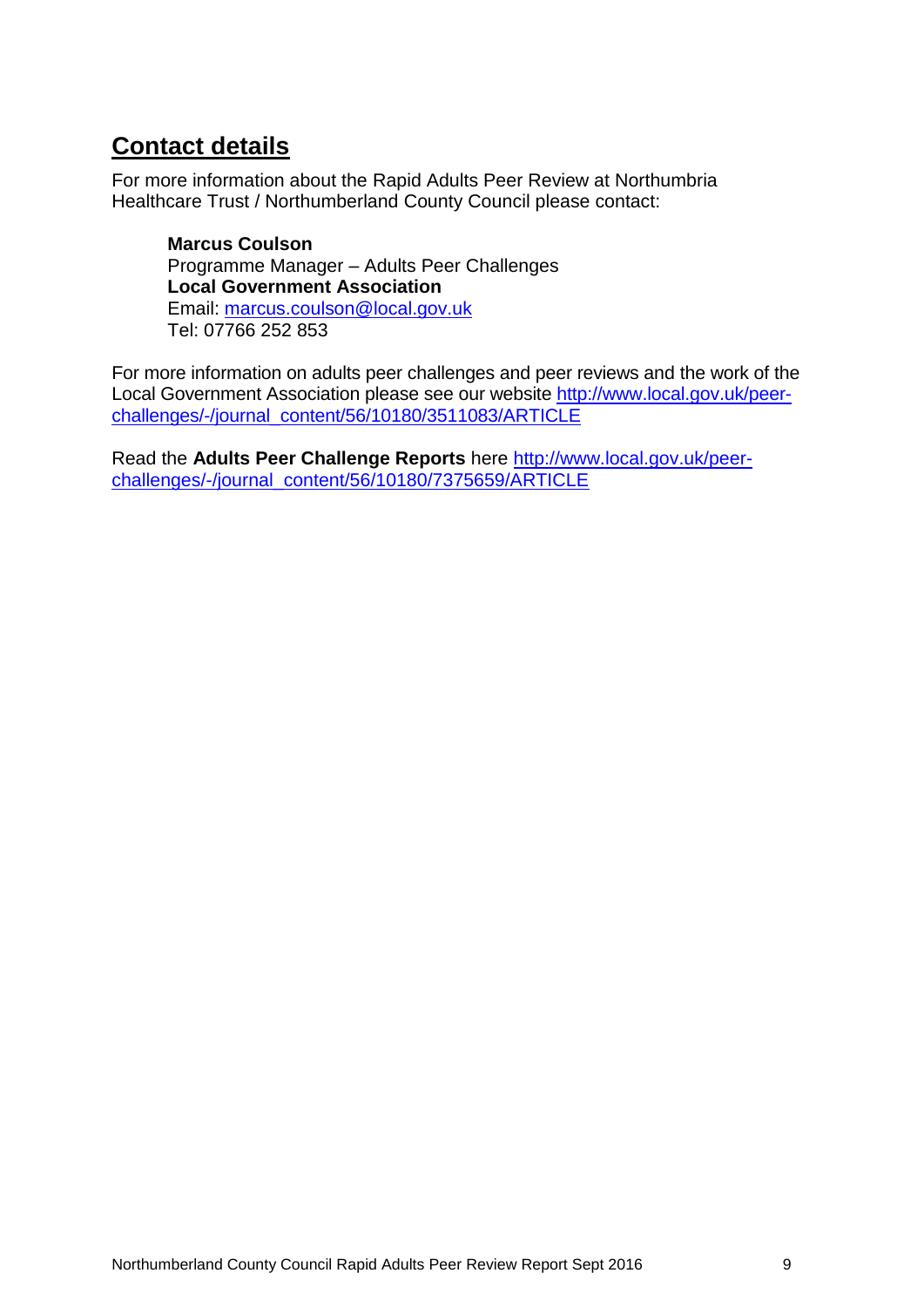## Contact details

For more information about the Rapid Adults Peer Review at Northumbria Healthcare Trust / Northumberland County Council please contact:

**Marcus Coulson**
Programme Manager – Adults Peer Challenges
**Local Government Association**
Email: marcus.coulson@local.gov.uk
Tel: 07766 252 853

For more information on adults peer challenges and peer reviews and the work of the Local Government Association please see our website http://www.local.gov.uk/peer-challenges/-/journal_content/56/10180/3511083/ARTICLE

Read the **Adults Peer Challenge Reports** here http://www.local.gov.uk/peer-challenges/-/journal_content/56/10180/7375659/ARTICLE